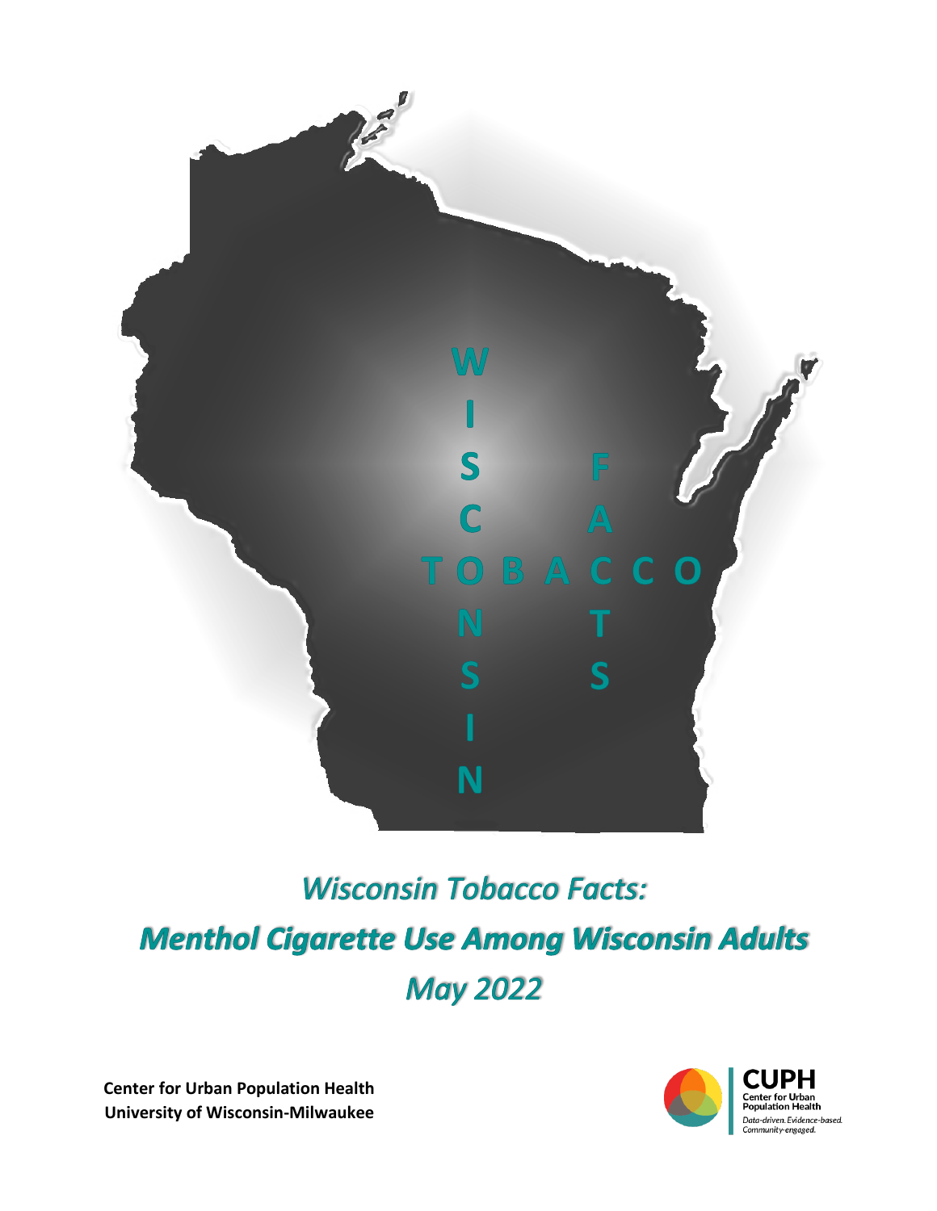# Wisconsin Tobacco Facts:

## Menthol Cigarette Use Among Wisconsin Adults

*May 2022*

**Center for Urban Population Health**
**University of Wisconsin-Milwaukee**

CUPH
Center for Urban Population Health
*Data-driven. Evidence-based. Community-engaged.*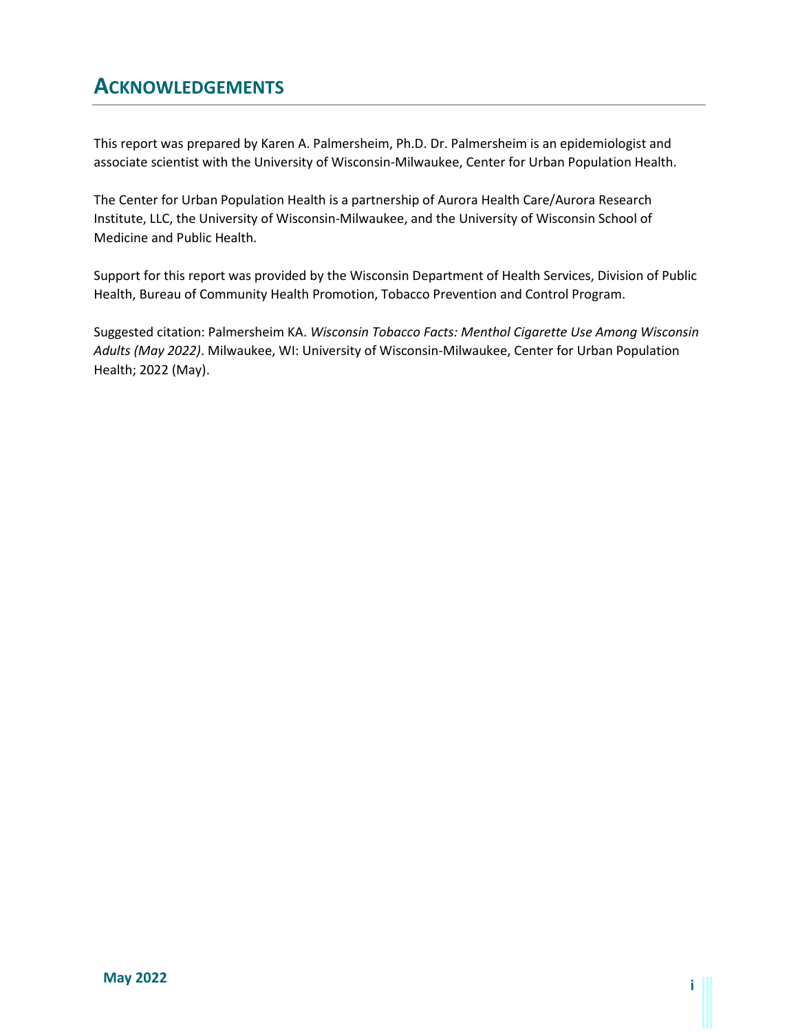## ACKNOWLEDGEMENTS

This report was prepared by Karen A. Palmersheim, Ph.D. Dr. Palmersheim is an epidemiologist and associate scientist with the University of Wisconsin-Milwaukee, Center for Urban Population Health.

The Center for Urban Population Health is a partnership of Aurora Health Care/Aurora Research Institute, LLC, the University of Wisconsin-Milwaukee, and the University of Wisconsin School of Medicine and Public Health.

Support for this report was provided by the Wisconsin Department of Health Services, Division of Public Health, Bureau of Community Health Promotion, Tobacco Prevention and Control Program.

Suggested citation: Palmersheim KA. *Wisconsin Tobacco Facts: Menthol Cigarette Use Among Wisconsin Adults (May 2022)*. Milwaukee, WI: University of Wisconsin-Milwaukee, Center for Urban Population Health; 2022 (May).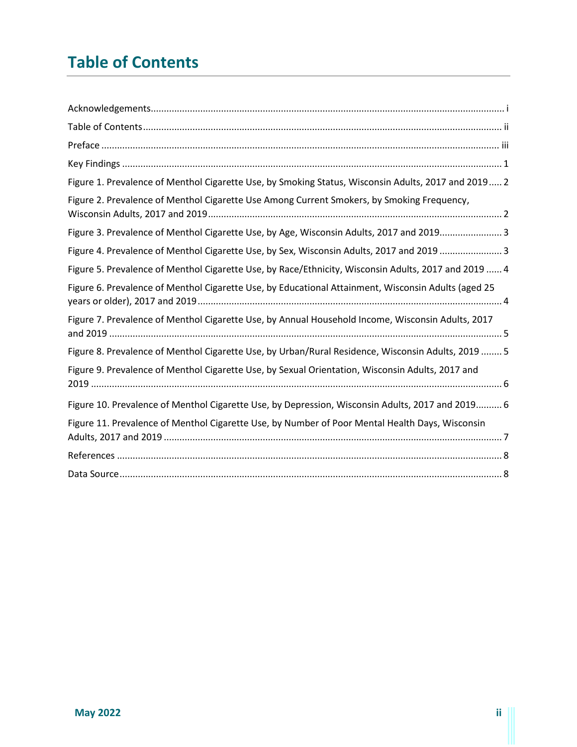# Table of Contents

Acknowledgements ........................................................................................................................ i

Table of Contents ........................................................................................................................ ii

Preface ........................................................................................................................................ iii

Key Findings ................................................................................................................................ 1

Figure 1. Prevalence of Menthol Cigarette Use, by Smoking Status, Wisconsin Adults, 2017 and 2019 ..... 2

Figure 2. Prevalence of Menthol Cigarette Use Among Current Smokers, by Smoking Frequency, Wisconsin Adults, 2017 and 2019 ................................................................................................ 2

Figure 3. Prevalence of Menthol Cigarette Use, by Age, Wisconsin Adults, 2017 and 2019 ........................ 3

Figure 4. Prevalence of Menthol Cigarette Use, by Sex, Wisconsin Adults, 2017 and 2019 ........................ 3

Figure 5. Prevalence of Menthol Cigarette Use, by Race/Ethnicity, Wisconsin Adults, 2017 and 2019 ...... 4

Figure 6. Prevalence of Menthol Cigarette Use, by Educational Attainment, Wisconsin Adults (aged 25 years or older), 2017 and 2019 ................................................................................................... 4

Figure 7. Prevalence of Menthol Cigarette Use, by Annual Household Income, Wisconsin Adults, 2017 and 2019 ....................................................................................................................................... 5

Figure 8. Prevalence of Menthol Cigarette Use, by Urban/Rural Residence, Wisconsin Adults, 2019 ........ 5

Figure 9. Prevalence of Menthol Cigarette Use, by Sexual Orientation, Wisconsin Adults, 2017 and 2019 ........................................................................................................................................... 6

Figure 10. Prevalence of Menthol Cigarette Use, by Depression, Wisconsin Adults, 2017 and 2019 .......... 6

Figure 11. Prevalence of Menthol Cigarette Use, by Number of Poor Mental Health Days, Wisconsin Adults, 2017 and 2019 ................................................................................................................. 7

References .................................................................................................................................. 8

Data Source ................................................................................................................................. 8

May 2022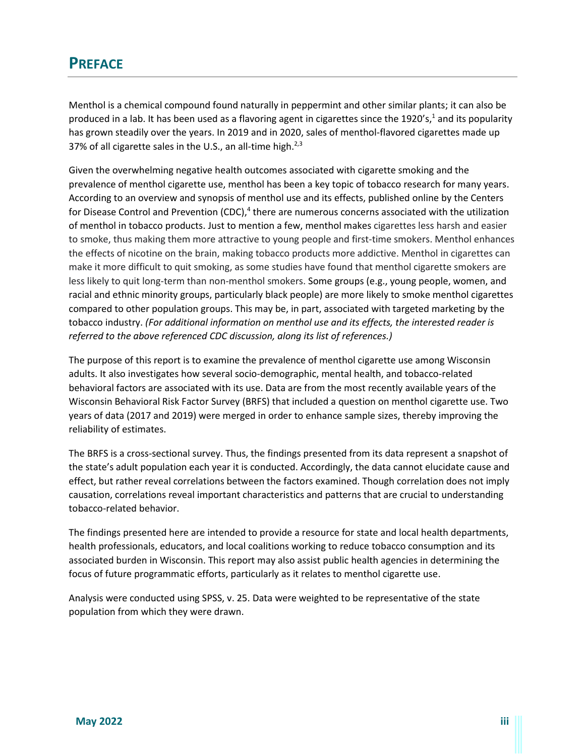# PREFACE

Menthol is a chemical compound found naturally in peppermint and other similar plants; it can also be produced in a lab. It has been used as a flavoring agent in cigarettes since the 1920's,[1] and its popularity has grown steadily over the years. In 2019 and in 2020, sales of menthol-flavored cigarettes made up 37% of all cigarette sales in the U.S., an all-time high.[2,3]

Given the overwhelming negative health outcomes associated with cigarette smoking and the prevalence of menthol cigarette use, menthol has been a key topic of tobacco research for many years. According to an overview and synopsis of menthol use and its effects, published online by the Centers for Disease Control and Prevention (CDC),[4] there are numerous concerns associated with the utilization of menthol in tobacco products. Just to mention a few, menthol makes cigarettes less harsh and easier to smoke, thus making them more attractive to young people and first-time smokers. Menthol enhances the effects of nicotine on the brain, making tobacco products more addictive. Menthol in cigarettes can make it more difficult to quit smoking, as some studies have found that menthol cigarette smokers are less likely to quit long-term than non-menthol smokers. Some groups (e.g., young people, women, and racial and ethnic minority groups, particularly black people) are more likely to smoke menthol cigarettes compared to other population groups. This may be, in part, associated with targeted marketing by the tobacco industry. *(For additional information on menthol use and its effects, the interested reader is referred to the above referenced CDC discussion, along its list of references.)*

The purpose of this report is to examine the prevalence of menthol cigarette use among Wisconsin adults. It also investigates how several socio-demographic, mental health, and tobacco-related behavioral factors are associated with its use. Data are from the most recently available years of the Wisconsin Behavioral Risk Factor Survey (BRFS) that included a question on menthol cigarette use. Two years of data (2017 and 2019) were merged in order to enhance sample sizes, thereby improving the reliability of estimates.

The BRFS is a cross-sectional survey. Thus, the findings presented from its data represent a snapshot of the state's adult population each year it is conducted. Accordingly, the data cannot elucidate cause and effect, but rather reveal correlations between the factors examined. Though correlation does not imply causation, correlations reveal important characteristics and patterns that are crucial to understanding tobacco-related behavior.

The findings presented here are intended to provide a resource for state and local health departments, health professionals, educators, and local coalitions working to reduce tobacco consumption and its associated burden in Wisconsin. This report may also assist public health agencies in determining the focus of future programmatic efforts, particularly as it relates to menthol cigarette use.

Analysis were conducted using SPSS, v. 25. Data were weighted to be representative of the state population from which they were drawn.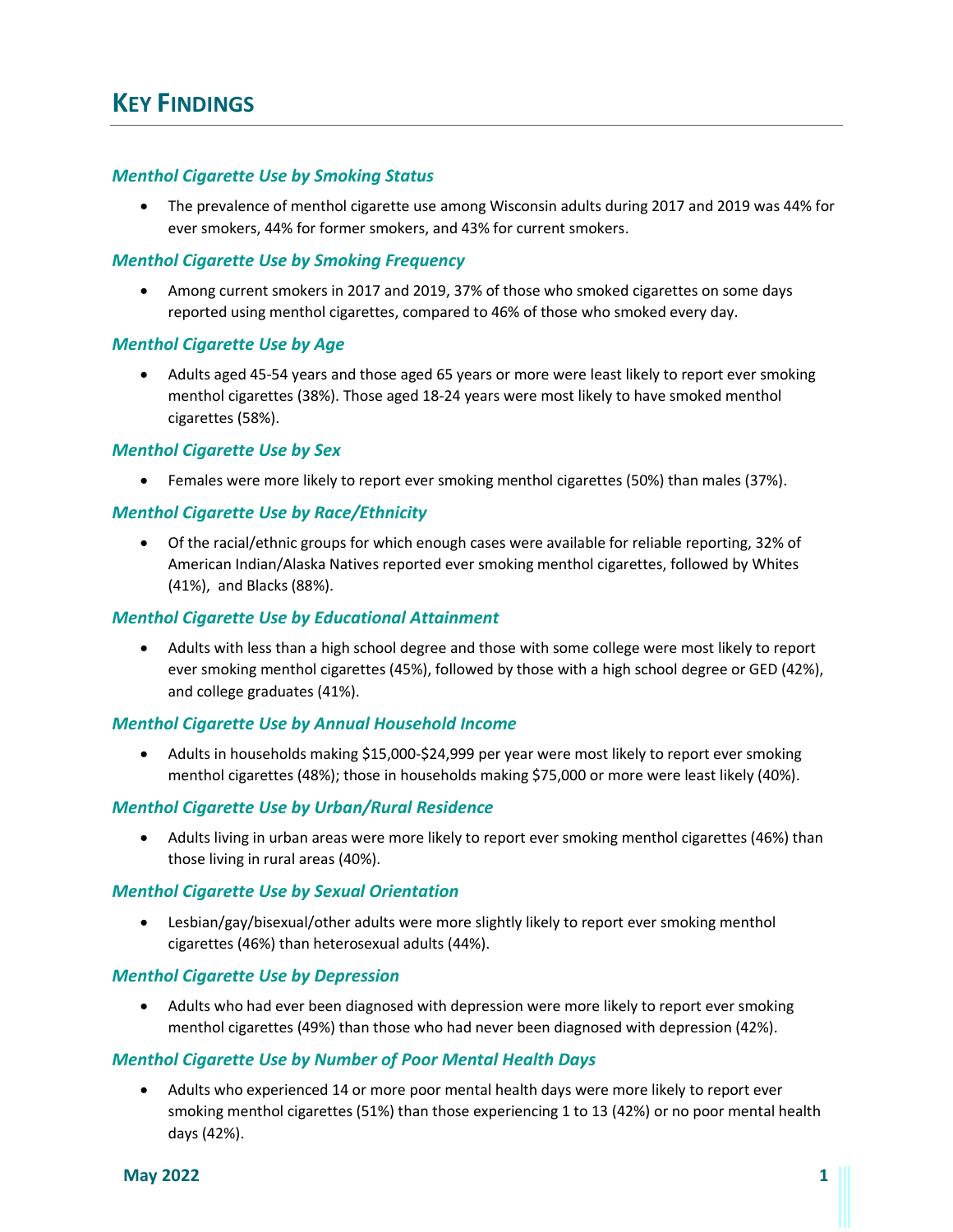# Key Findings

### *Menthol Cigarette Use by Smoking Status*

- The prevalence of menthol cigarette use among Wisconsin adults during 2017 and 2019 was 44% for ever smokers, 44% for former smokers, and 43% for current smokers.

### *Menthol Cigarette Use by Smoking Frequency*

- Among current smokers in 2017 and 2019, 37% of those who smoked cigarettes on some days reported using menthol cigarettes, compared to 46% of those who smoked every day.

### *Menthol Cigarette Use by Age*

- Adults aged 45-54 years and those aged 65 years or more were least likely to report ever smoking menthol cigarettes (38%). Those aged 18-24 years were most likely to have smoked menthol cigarettes (58%).

### *Menthol Cigarette Use by Sex*

- Females were more likely to report ever smoking menthol cigarettes (50%) than males (37%).

### *Menthol Cigarette Use by Race/Ethnicity*

- Of the racial/ethnic groups for which enough cases were available for reliable reporting, 32% of American Indian/Alaska Natives reported ever smoking menthol cigarettes, followed by Whites (41%), and Blacks (88%).

### *Menthol Cigarette Use by Educational Attainment*

- Adults with less than a high school degree and those with some college were most likely to report ever smoking menthol cigarettes (45%), followed by those with a high school degree or GED (42%), and college graduates (41%).

### *Menthol Cigarette Use by Annual Household Income*

- Adults in households making $15,000-$24,999 per year were most likely to report ever smoking menthol cigarettes (48%); those in households making $75,000 or more were least likely (40%).

### *Menthol Cigarette Use by Urban/Rural Residence*

- Adults living in urban areas were more likely to report ever smoking menthol cigarettes (46%) than those living in rural areas (40%).

### *Menthol Cigarette Use by Sexual Orientation*

- Lesbian/gay/bisexual/other adults were more slightly likely to report ever smoking menthol cigarettes (46%) than heterosexual adults (44%).

### *Menthol Cigarette Use by Depression*

- Adults who had ever been diagnosed with depression were more likely to report ever smoking menthol cigarettes (49%) than those who had never been diagnosed with depression (42%).

### *Menthol Cigarette Use by Number of Poor Mental Health Days*

- Adults who experienced 14 or more poor mental health days were more likely to report ever smoking menthol cigarettes (51%) than those experiencing 1 to 13 (42%) or no poor mental health days (42%).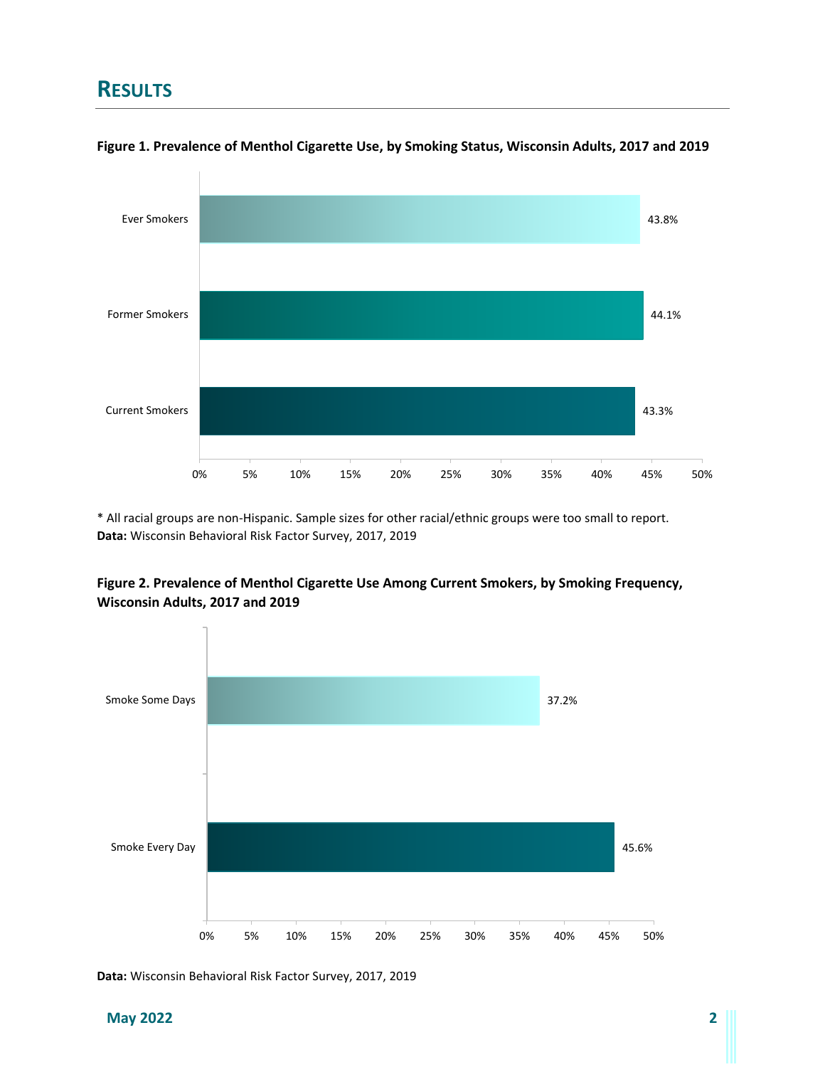## RESULTS

**Figure 1. Prevalence of Menthol Cigarette Use, by Smoking Status, Wisconsin Adults, 2017 and 2019**

Ever Smokers 43.8%

Former Smokers 44.1%

Current Smokers 43.3%

0% 5% 10% 15% 20% 25% 30% 35% 40% 45% 50%

* All racial groups are non-Hispanic. Sample sizes for other racial/ethnic groups were too small to report.

**Data:** Wisconsin Behavioral Risk Factor Survey, 2017, 2019

**Figure 2. Prevalence of Menthol Cigarette Use Among Current Smokers, by Smoking Frequency, Wisconsin Adults, 2017 and 2019**

Smoke Some Days 37.2%

Smoke Every Day 45.6%

0% 5% 10% 15% 20% 25% 30% 35% 40% 45% 50%

**Data:** Wisconsin Behavioral Risk Factor Survey, 2017, 2019

May 2022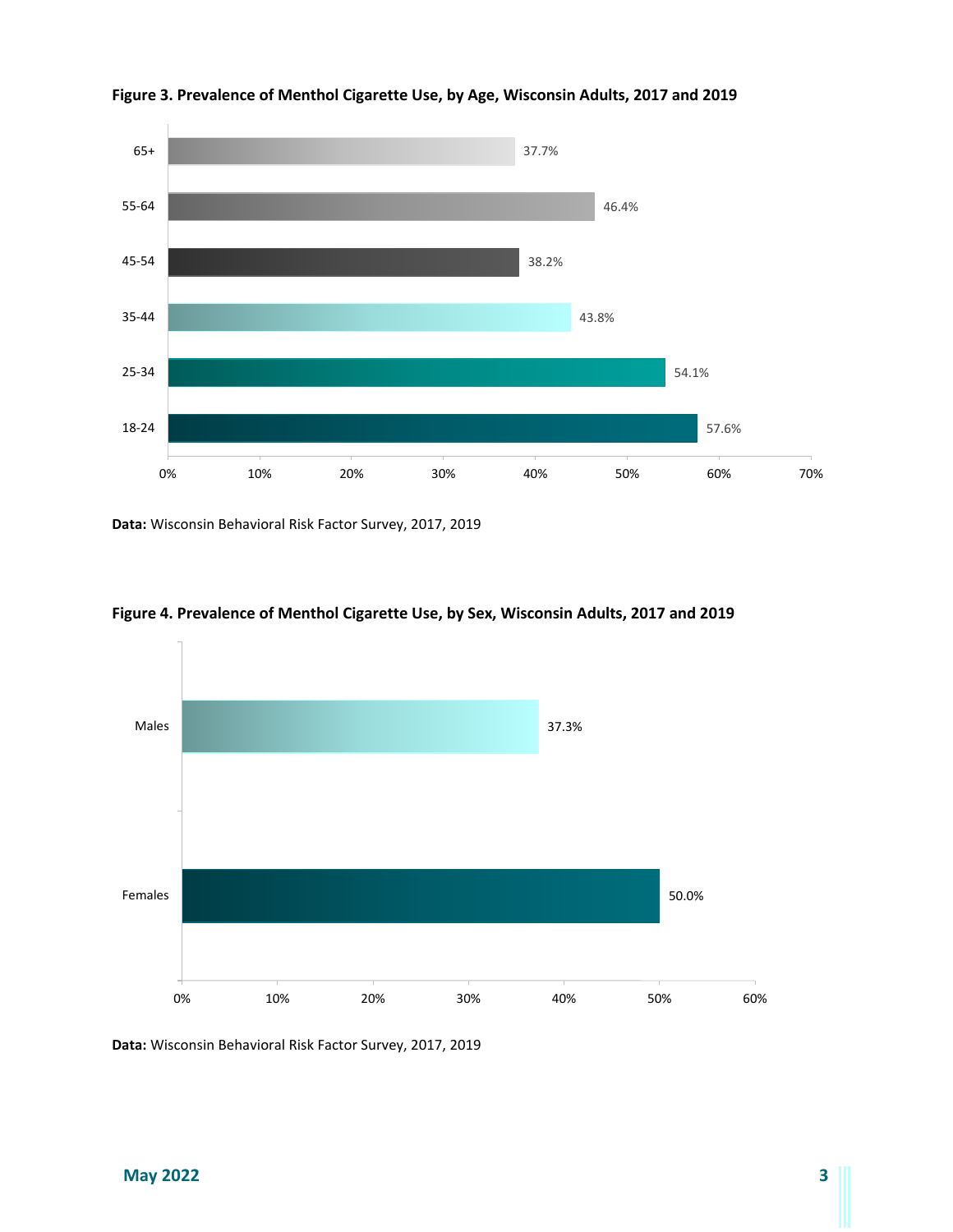**Figure 3. Prevalence of Menthol Cigarette Use, by Age, Wisconsin Adults, 2017 and 2019**

65+ 37.7%
55-64 46.4%
45-54 38.2%
35-44 43.8%
25-34 54.1%
18-24 57.6%

0% 10% 20% 30% 40% 50% 60% 70%

**Data:** Wisconsin Behavioral Risk Factor Survey, 2017, 2019

**Figure 4. Prevalence of Menthol Cigarette Use, by Sex, Wisconsin Adults, 2017 and 2019**

Males 37.3%
Females 50.0%

0% 10% 20% 30% 40% 50% 60%

**Data:** Wisconsin Behavioral Risk Factor Survey, 2017, 2019

May 2022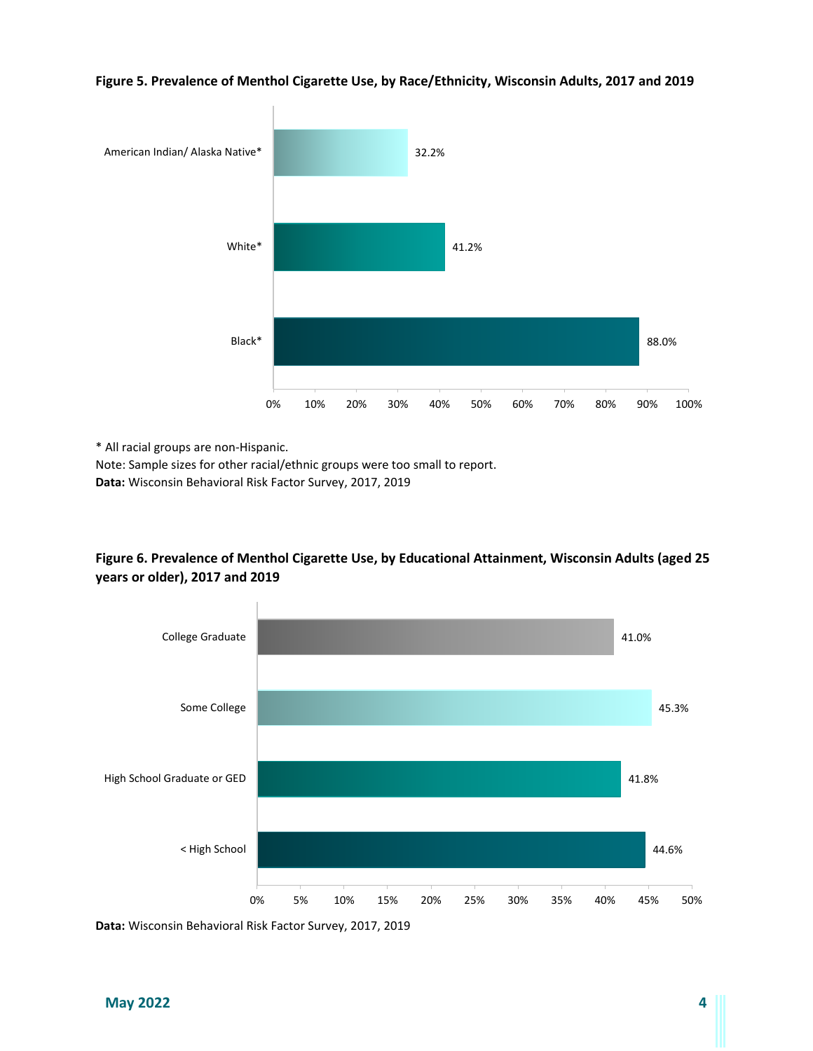**Figure 5. Prevalence of Menthol Cigarette Use, by Race/Ethnicity, Wisconsin Adults, 2017 and 2019**

American Indian/ Alaska Native*
32.2%

White*
41.2%

Black*
88.0%

0% 10% 20% 30% 40% 50% 60% 70% 80% 90% 100%

\* All racial groups are non-Hispanic.
Note: Sample sizes for other racial/ethnic groups were too small to report.
**Data:** Wisconsin Behavioral Risk Factor Survey, 2017, 2019

**Figure 6. Prevalence of Menthol Cigarette Use, by Educational Attainment, Wisconsin Adults (aged 25 years or older), 2017 and 2019**

College Graduate
41.0%

Some College
45.3%

High School Graduate or GED
41.8%

< High School
44.6%

0% 5% 10% 15% 20% 25% 30% 35% 40% 45% 50%

**Data:** Wisconsin Behavioral Risk Factor Survey, 2017, 2019

May 2022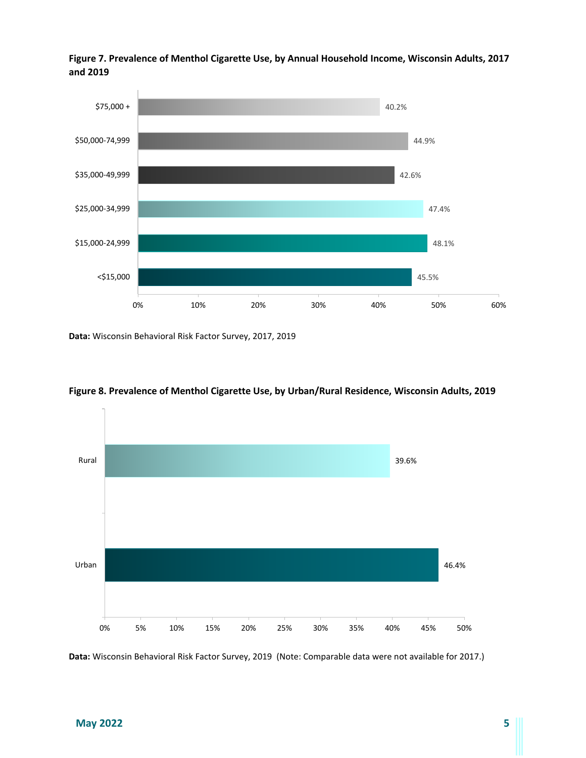**Figure 7. Prevalence of Menthol Cigarette Use, by Annual Household Income, Wisconsin Adults, 2017 and 2019**

$75,000 +
40.2%
$50,000-74,999
44.9%
$35,000-49,999
42.6%
$25,000-34,999
47.4%
$15,000-24,999
48.1%
<$15,000
45.5%

0% 10% 20% 30% 40% 50% 60%

**Data:** Wisconsin Behavioral Risk Factor Survey, 2017, 2019

**Figure 8. Prevalence of Menthol Cigarette Use, by Urban/Rural Residence, Wisconsin Adults, 2019**

Rural
39.6%
Urban
46.4%

0% 5% 10% 15% 20% 25% 30% 35% 40% 45% 50%

**Data:** Wisconsin Behavioral Risk Factor Survey, 2019 (Note: Comparable data were not available for 2017.)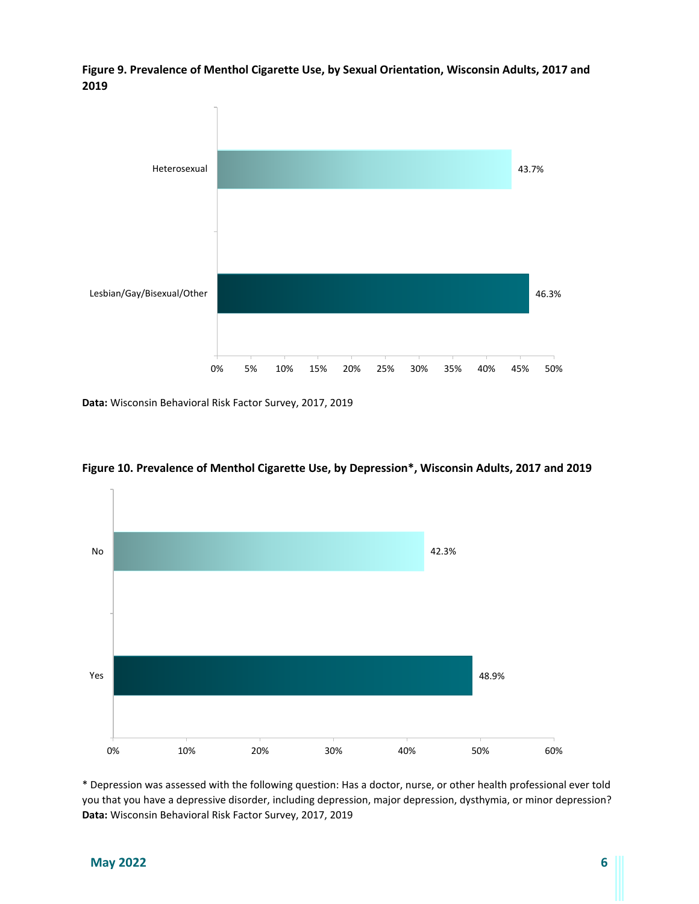**Figure 9. Prevalence of Menthol Cigarette Use, by Sexual Orientation, Wisconsin Adults, 2017 and 2019**

| Sexual Orientation | Prevalence |
| --- | --- |
| Heterosexual | 43.7% |
| Lesbian/Gay/Bisexual/Other | 46.3% |

**Data:** Wisconsin Behavioral Risk Factor Survey, 2017, 2019

**Figure 10. Prevalence of Menthol Cigarette Use, by Depression*, Wisconsin Adults, 2017 and 2019**

| Depression | Prevalence |
| --- | --- |
| No | 42.3% |
| Yes | 48.9% |

* Depression was assessed with the following question: Has a doctor, nurse, or other health professional ever told you that you have a depressive disorder, including depression, major depression, dysthymia, or minor depression?
**Data:** Wisconsin Behavioral Risk Factor Survey, 2017, 2019

May 2022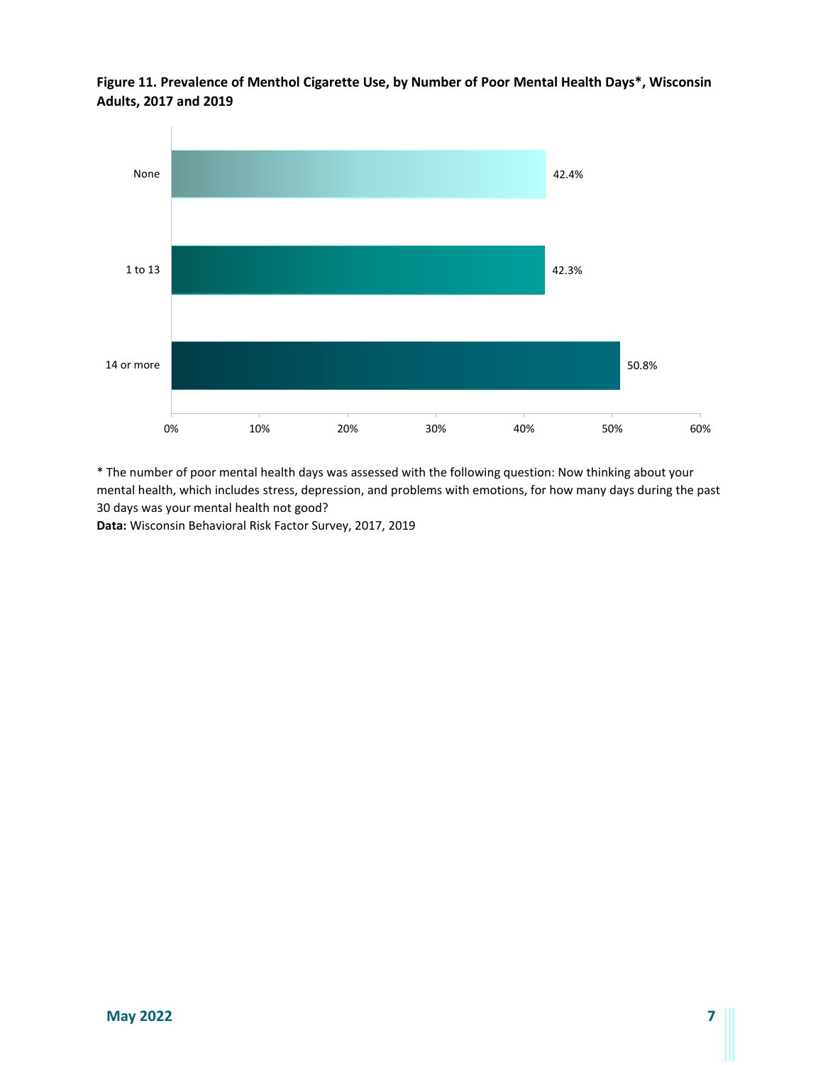**Figure 11. Prevalence of Menthol Cigarette Use, by Number of Poor Mental Health Days*, Wisconsin Adults, 2017 and 2019**

None
42.4%

1 to 13
42.3%

14 or more
50.8%

0%
10%
20%
30%
40%
50%
60%

* The number of poor mental health days was assessed with the following question: Now thinking about your mental health, which includes stress, depression, and problems with emotions, for how many days during the past 30 days was your mental health not good?

**Data:** Wisconsin Behavioral Risk Factor Survey, 2017, 2019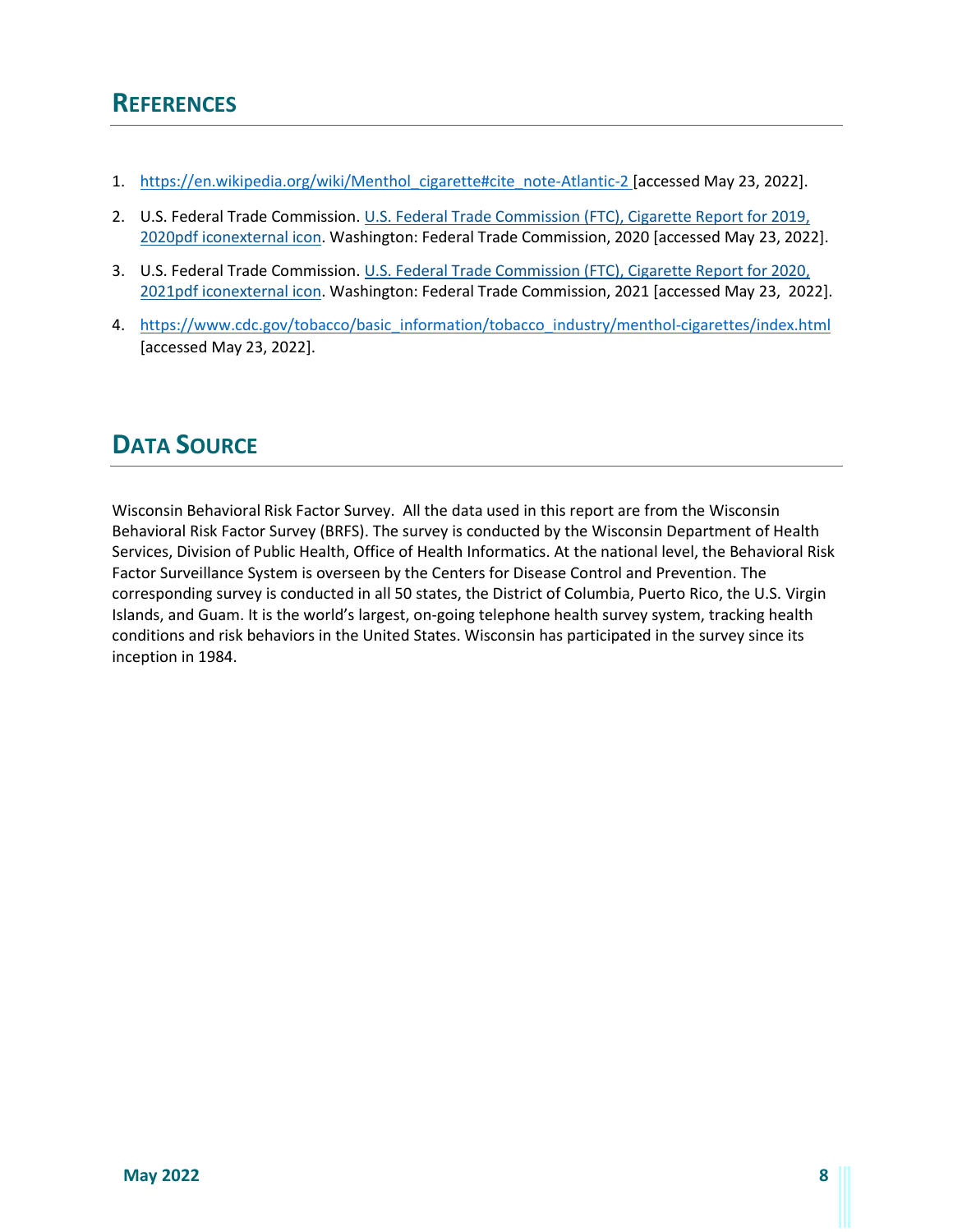## REFERENCES

1. https://en.wikipedia.org/wiki/Menthol_cigarette#cite_note-Atlantic-2 [accessed May 23, 2022].
2. U.S. Federal Trade Commission. U.S. Federal Trade Commission (FTC), Cigarette Report for 2019, 2020pdf iconexternal icon. Washington: Federal Trade Commission, 2020 [accessed May 23, 2022].
3. U.S. Federal Trade Commission. U.S. Federal Trade Commission (FTC), Cigarette Report for 2020, 2021pdf iconexternal icon. Washington: Federal Trade Commission, 2021 [accessed May 23, 2022].
4. https://www.cdc.gov/tobacco/basic_information/tobacco_industry/menthol-cigarettes/index.html [accessed May 23, 2022].

## DATA SOURCE

Wisconsin Behavioral Risk Factor Survey. All the data used in this report are from the Wisconsin Behavioral Risk Factor Survey (BRFS). The survey is conducted by the Wisconsin Department of Health Services, Division of Public Health, Office of Health Informatics. At the national level, the Behavioral Risk Factor Surveillance System is overseen by the Centers for Disease Control and Prevention. The corresponding survey is conducted in all 50 states, the District of Columbia, Puerto Rico, the U.S. Virgin Islands, and Guam. It is the world's largest, on-going telephone health survey system, tracking health conditions and risk behaviors in the United States. Wisconsin has participated in the survey since its inception in 1984.